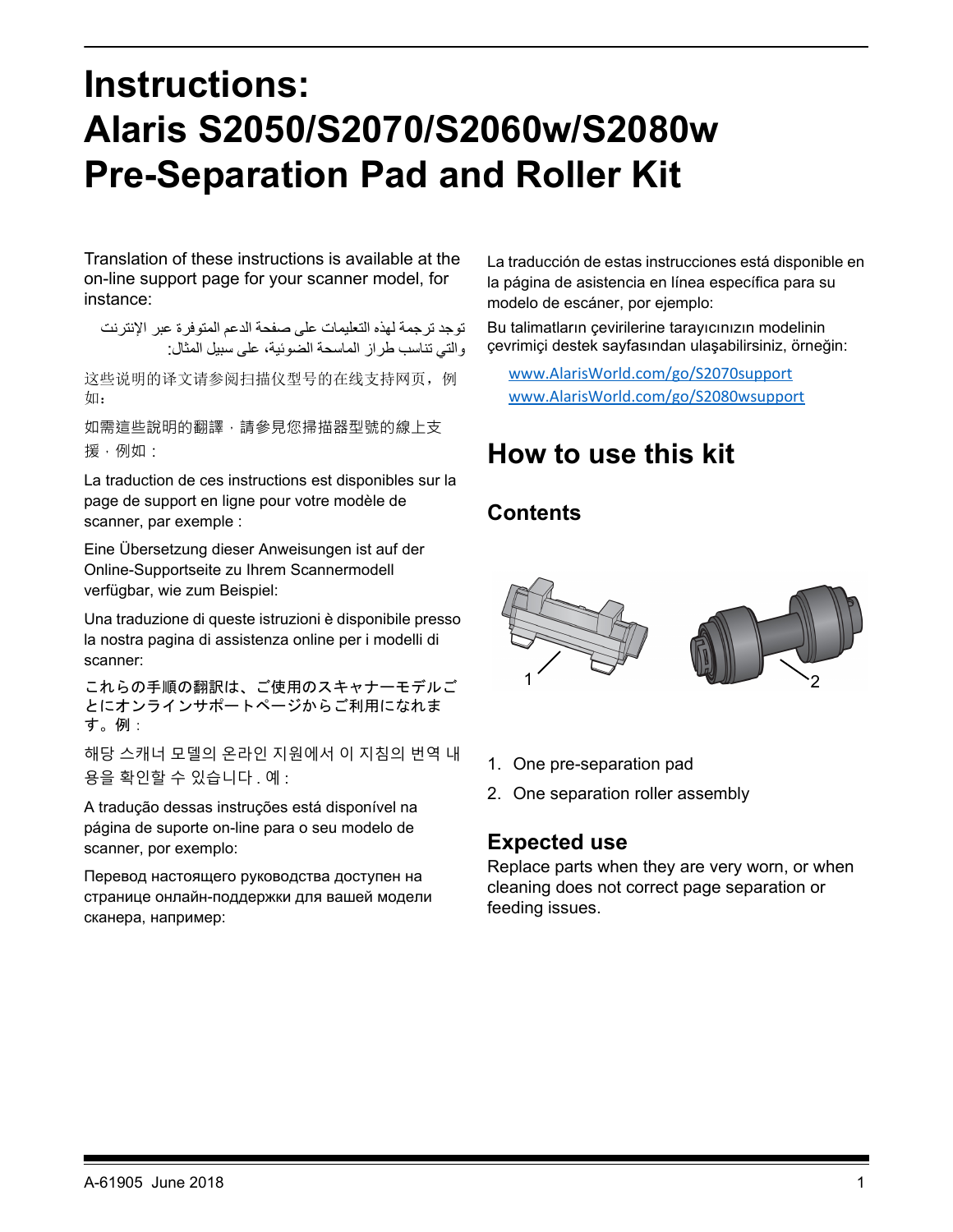# Instructions: Alaris S2050/S2070/S2060w/S2080w Pre-Separation Pad and Roller Kit

Translation of these instructions is available at the on-line support page for your scanner model, for instance:

توجد ترجمة لهذه التعليمات على صفحة الدعم المتوفرة عبر الإنترنت والتي تناسب طراز الماسحة الضوئية، على سبيل المثال:

这些说明的译文请参阅扫描仪型号的在线支持网页，例如：

如需這些說明的翻譯，請參見您掃描器型號的線上支援，例如：

La traduction de ces instructions est disponibles sur la page de support en ligne pour votre modèle de scanner, par exemple :

Eine Übersetzung dieser Anweisungen ist auf der Online-Supportseite zu Ihrem Scannermodell verfügbar, wie zum Beispiel:

Una traduzione di queste istruzioni è disponibile presso la nostra pagina di assistenza online per i modelli di scanner:

これらの手順の翻訳は、ご使用のスキャナーモデルごとにオンラインサポートページからご利用になれます。例：

해당 스캐너 모델의 온라인 지원에서 이 지침의 번역 내용을 확인할 수 있습니다 . 예 :

A tradução dessas instruções está disponível na página de suporte on-line para o seu modelo de scanner, por exemplo:

Перевод настоящего руководства доступен на странице онлайн-поддержки для вашей модели сканера, например:

La traducción de estas instrucciones está disponible en la página de asistencia en línea específica para su modelo de escáner, por ejemplo:

Bu talimatların çevirilerine tarayıcınızın modelinin çevrimiçi destek sayfasından ulaşabilirsiniz, örneğin:

www.AlarisWorld.com/go/S2070support
www.AlarisWorld.com/go/S2080wsupport

## How to use this kit

### Contents

1. One pre-separation pad
2. One separation roller assembly

### Expected use

Replace parts when they are very worn, or when cleaning does not correct page separation or feeding issues.

A-61905 June 2018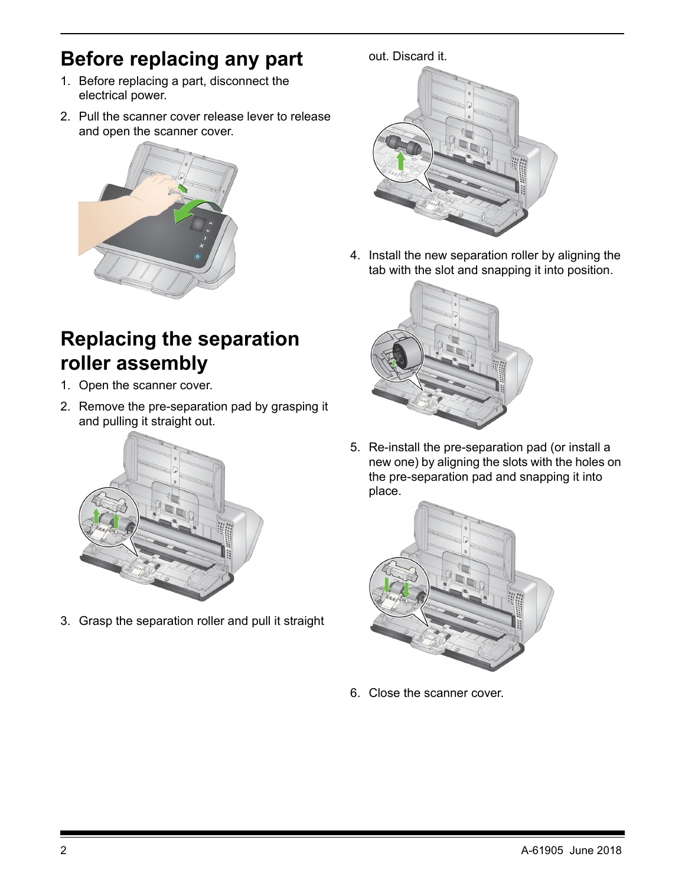## Before replacing any part

1. Before replacing a part, disconnect the electrical power.
2. Pull the scanner cover release lever to release and open the scanner cover.

## Replacing the separation roller assembly

1. Open the scanner cover.
2. Remove the pre-separation pad by grasping it and pulling it straight out.
3. Grasp the separation roller and pull it straight out. Discard it.
4. Install the new separation roller by aligning the tab with the slot and snapping it into position.
5. Re-install the pre-separation pad (or install a new one) by aligning the slots with the holes on the pre-separation pad and snapping it into place.
6. Close the scanner cover.

A-61905 June 2018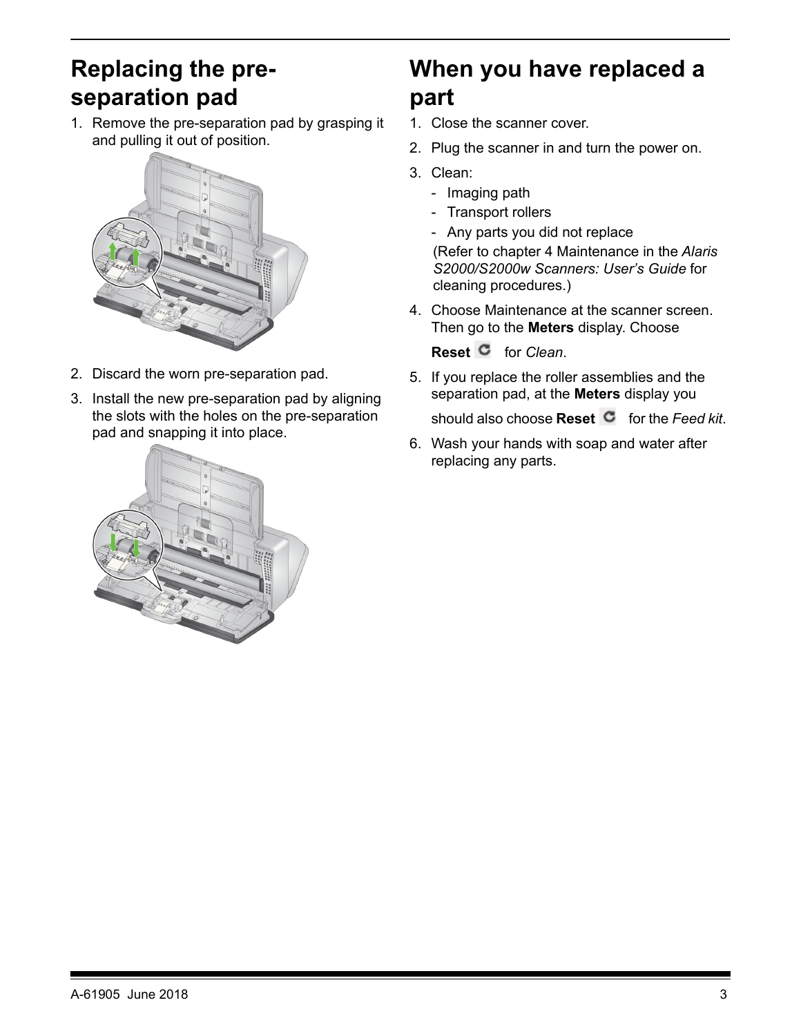## Replacing the pre-separation pad

1. Remove the pre-separation pad by grasping it and pulling it out of position.
2. Discard the worn pre-separation pad.
3. Install the new pre-separation pad by aligning the slots with the holes on the pre-separation pad and snapping it into place.

## When you have replaced a part

1. Close the scanner cover.
2. Plug the scanner in and turn the power on.
3. Clean:
   - Imaging path
   - Transport rollers
   - Any parts you did not replace

   (Refer to chapter 4 Maintenance in the *Alaris S2000/S2000w Scanners: User's Guide* for cleaning procedures.)
4. Choose Maintenance at the scanner screen. Then go to the **Meters** display. Choose **Reset** for *Clean*.
5. If you replace the roller assemblies and the separation pad, at the **Meters** display you should also choose **Reset** for the *Feed kit*.
6. Wash your hands with soap and water after replacing any parts.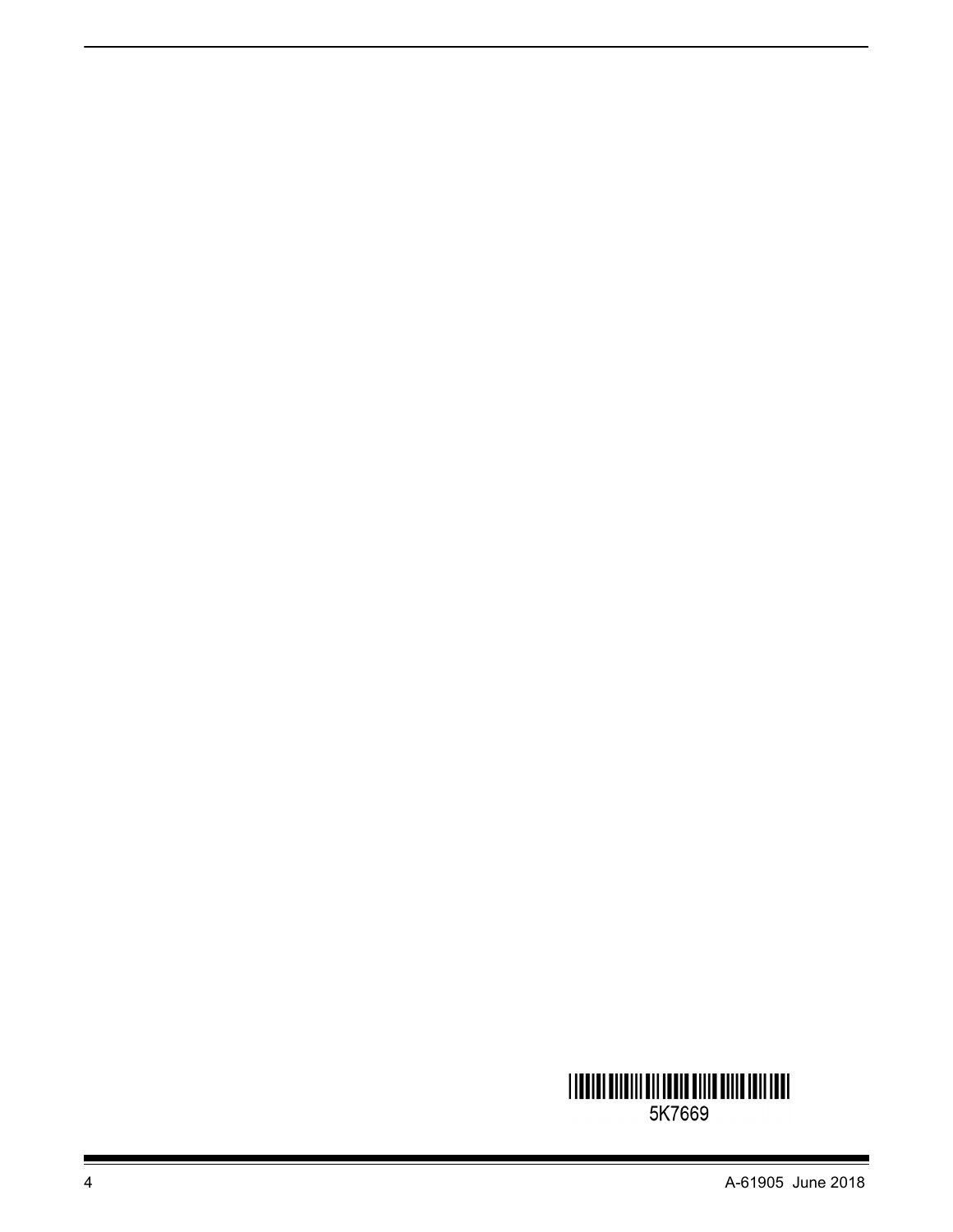5K7669